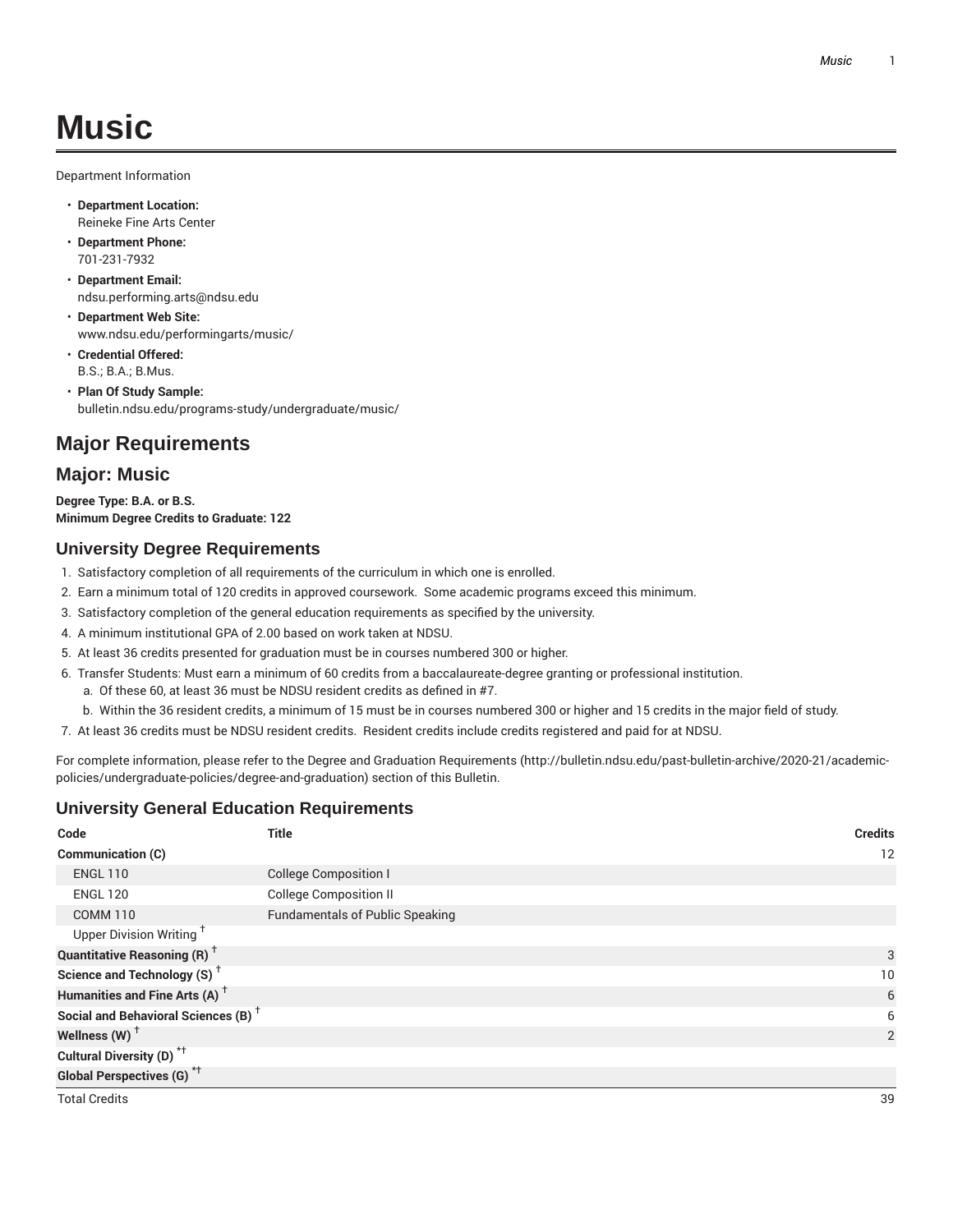# Music

Department Information

- **Department Location:**
  Reineke Fine Arts Center
- **Department Phone:**
  701-231-7932
- **Department Email:**
  ndsu.performing.arts@ndsu.edu
- **Department Web Site:**
  www.ndsu.edu/performingarts/music/
- **Credential Offered:**
  B.S.; B.A.; B.Mus.
- **Plan Of Study Sample:**
  bulletin.ndsu.edu/programs-study/undergraduate/music/

## Major Requirements

## Major: Music

**Degree Type: B.A. or B.S.**
**Minimum Degree Credits to Graduate: 122**

### University Degree Requirements

1. Satisfactory completion of all requirements of the curriculum in which one is enrolled.
2. Earn a minimum total of 120 credits in approved coursework. Some academic programs exceed this minimum.
3. Satisfactory completion of the general education requirements as specified by the university.
4. A minimum institutional GPA of 2.00 based on work taken at NDSU.
5. At least 36 credits presented for graduation must be in courses numbered 300 or higher.
6. Transfer Students: Must earn a minimum of 60 credits from a baccalaureate-degree granting or professional institution.
   a. Of these 60, at least 36 must be NDSU resident credits as defined in #7.
   b. Within the 36 resident credits, a minimum of 15 must be in courses numbered 300 or higher and 15 credits in the major field of study.
7. At least 36 credits must be NDSU resident credits. Resident credits include credits registered and paid for at NDSU.

For complete information, please refer to the Degree and Graduation Requirements (http://bulletin.ndsu.edu/past-bulletin-archive/2020-21/academic-policies/undergraduate-policies/degree-and-graduation) section of this Bulletin.

### University General Education Requirements

| Code | Title | Credits |
|---|---|---|
| **Communication (C)** | | 12 |
| ENGL 110 | College Composition I | |
| ENGL 120 | College Composition II | |
| COMM 110 | Fundamentals of Public Speaking | |
| Upper Division Writing † | | |
| **Quantitative Reasoning (R) †** | | 3 |
| **Science and Technology (S) †** | | 10 |
| **Humanities and Fine Arts (A) †** | | 6 |
| **Social and Behavioral Sciences (B) †** | | 6 |
| **Wellness (W) †** | | 2 |
| **Cultural Diversity (D) *†** | | |
| **Global Perspectives (G) *†** | | |
| Total Credits | | 39 |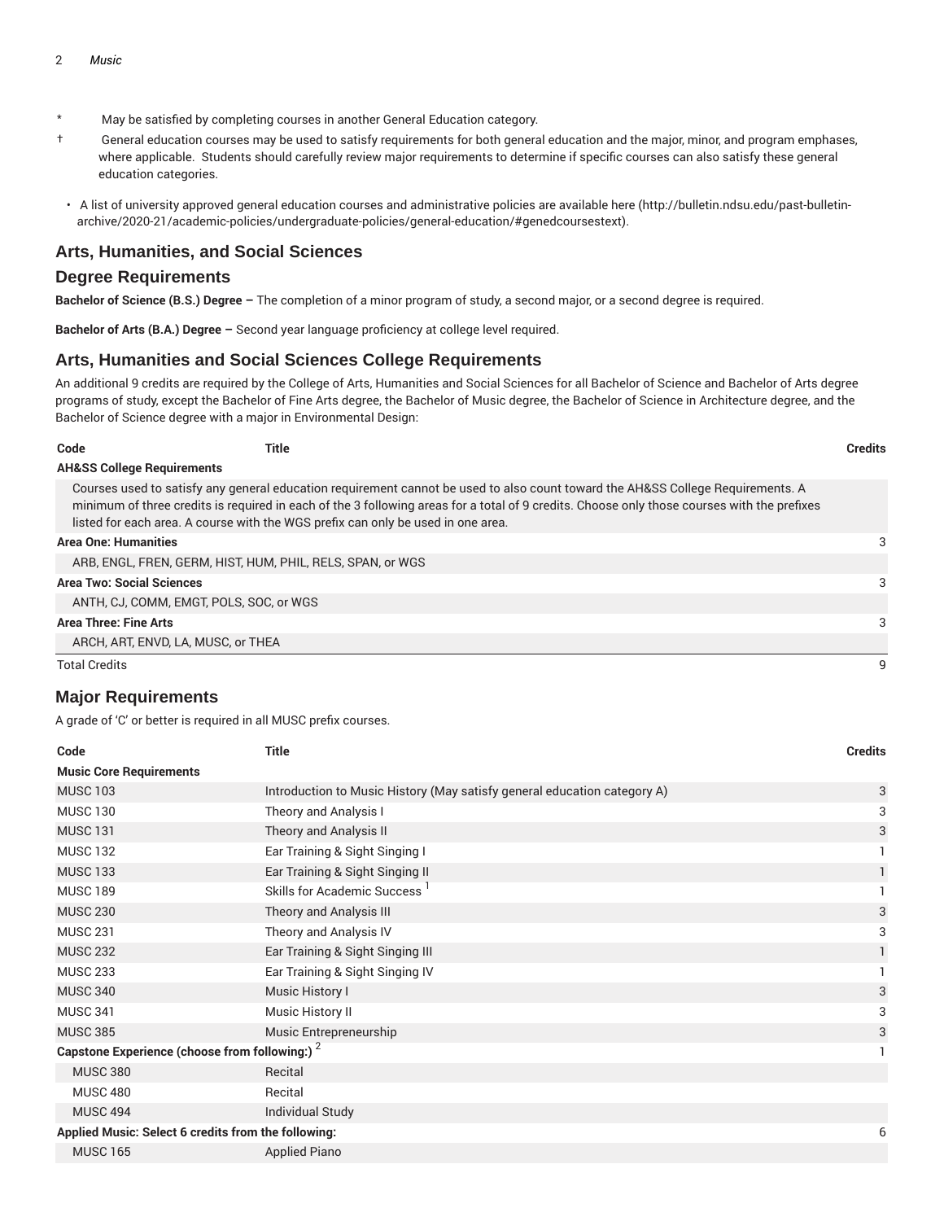\* May be satisfied by completing courses in another General Education category.

† General education courses may be used to satisfy requirements for both general education and the major, minor, and program emphases, where applicable. Students should carefully review major requirements to determine if specific courses can also satisfy these general education categories.

- A list of university approved general education courses and administrative policies are available here (http://bulletin.ndsu.edu/past-bulletin-archive/2020-21/academic-policies/undergraduate-policies/general-education/#genedcoursestext).

## Arts, Humanities, and Social Sciences

## Degree Requirements

**Bachelor of Science (B.S.) Degree –** The completion of a minor program of study, a second major, or a second degree is required.

**Bachelor of Arts (B.A.) Degree –** Second year language proficiency at college level required.

## Arts, Humanities and Social Sciences College Requirements

An additional 9 credits are required by the College of Arts, Humanities and Social Sciences for all Bachelor of Science and Bachelor of Arts degree programs of study, except the Bachelor of Fine Arts degree, the Bachelor of Music degree, the Bachelor of Science in Architecture degree, and the Bachelor of Science degree with a major in Environmental Design:

| Code | Title | Credits |
|---|---|---|
| **AH&SS College Requirements** | | |
| Courses used to satisfy any general education requirement cannot be used to also count toward the AH&SS College Requirements. A minimum of three credits is required in each of the 3 following areas for a total of 9 credits. Choose only those courses with the prefixes listed for each area. A course with the WGS prefix can only be used in one area. | | |
| **Area One: Humanities** | | 3 |
| ARB, ENGL, FREN, GERM, HIST, HUM, PHIL, RELS, SPAN, or WGS | | |
| **Area Two: Social Sciences** | | 3 |
| ANTH, CJ, COMM, EMGT, POLS, SOC, or WGS | | |
| **Area Three: Fine Arts** | | 3 |
| ARCH, ART, ENVD, LA, MUSC, or THEA | | |
| Total Credits | | 9 |

## Major Requirements

A grade of 'C' or better is required in all MUSC prefix courses.

| Code | Title | Credits |
|---|---|---|
| **Music Core Requirements** | | |
| MUSC 103 | Introduction to Music History (May satisfy general education category A) | 3 |
| MUSC 130 | Theory and Analysis I | 3 |
| MUSC 131 | Theory and Analysis II | 3 |
| MUSC 132 | Ear Training & Sight Singing I | 1 |
| MUSC 133 | Ear Training & Sight Singing II | 1 |
| MUSC 189 | Skills for Academic Success [1] | 1 |
| MUSC 230 | Theory and Analysis III | 3 |
| MUSC 231 | Theory and Analysis IV | 3 |
| MUSC 232 | Ear Training & Sight Singing III | 1 |
| MUSC 233 | Ear Training & Sight Singing IV | 1 |
| MUSC 340 | Music History I | 3 |
| MUSC 341 | Music History II | 3 |
| MUSC 385 | Music Entrepreneurship | 3 |
| **Capstone Experience (choose from following:)** [2] | | 1 |
| MUSC 380 | Recital | |
| MUSC 480 | Recital | |
| MUSC 494 | Individual Study | |
| **Applied Music: Select 6 credits from the following:** | | 6 |
| MUSC 165 | Applied Piano | |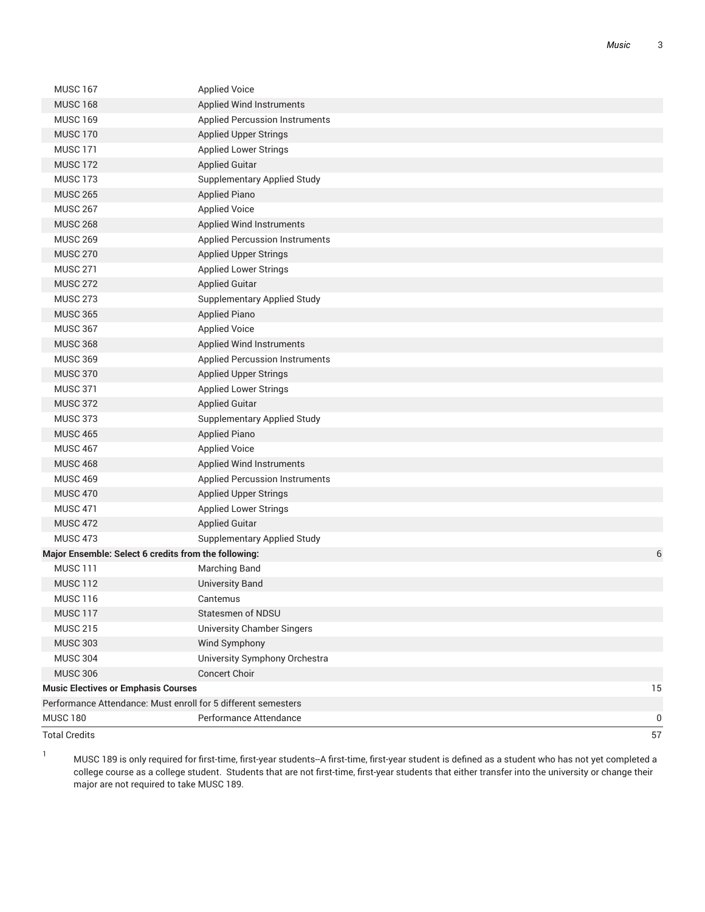| | | |
|---|---|---|
| MUSC 167 | Applied Voice | |
| MUSC 168 | Applied Wind Instruments | |
| MUSC 169 | Applied Percussion Instruments | |
| MUSC 170 | Applied Upper Strings | |
| MUSC 171 | Applied Lower Strings | |
| MUSC 172 | Applied Guitar | |
| MUSC 173 | Supplementary Applied Study | |
| MUSC 265 | Applied Piano | |
| MUSC 267 | Applied Voice | |
| MUSC 268 | Applied Wind Instruments | |
| MUSC 269 | Applied Percussion Instruments | |
| MUSC 270 | Applied Upper Strings | |
| MUSC 271 | Applied Lower Strings | |
| MUSC 272 | Applied Guitar | |
| MUSC 273 | Supplementary Applied Study | |
| MUSC 365 | Applied Piano | |
| MUSC 367 | Applied Voice | |
| MUSC 368 | Applied Wind Instruments | |
| MUSC 369 | Applied Percussion Instruments | |
| MUSC 370 | Applied Upper Strings | |
| MUSC 371 | Applied Lower Strings | |
| MUSC 372 | Applied Guitar | |
| MUSC 373 | Supplementary Applied Study | |
| MUSC 465 | Applied Piano | |
| MUSC 467 | Applied Voice | |
| MUSC 468 | Applied Wind Instruments | |
| MUSC 469 | Applied Percussion Instruments | |
| MUSC 470 | Applied Upper Strings | |
| MUSC 471 | Applied Lower Strings | |
| MUSC 472 | Applied Guitar | |
| MUSC 473 | Supplementary Applied Study | |
| **Major Ensemble: Select 6 credits from the following:** | | 6 |
| MUSC 111 | Marching Band | |
| MUSC 112 | University Band | |
| MUSC 116 | Cantemus | |
| MUSC 117 | Statesmen of NDSU | |
| MUSC 215 | University Chamber Singers | |
| MUSC 303 | Wind Symphony | |
| MUSC 304 | University Symphony Orchestra | |
| MUSC 306 | Concert Choir | |
| **Music Electives or Emphasis Courses** | | 15 |
| Performance Attendance: Must enroll for 5 different semesters | | |
| MUSC 180 | Performance Attendance | 0 |
| Total Credits | | 57 |

[1] MUSC 189 is only required for first-time, first-year students--A first-time, first-year student is defined as a student who has not yet completed a college course as a college student. Students that are not first-time, first-year students that either transfer into the university or change their major are not required to take MUSC 189.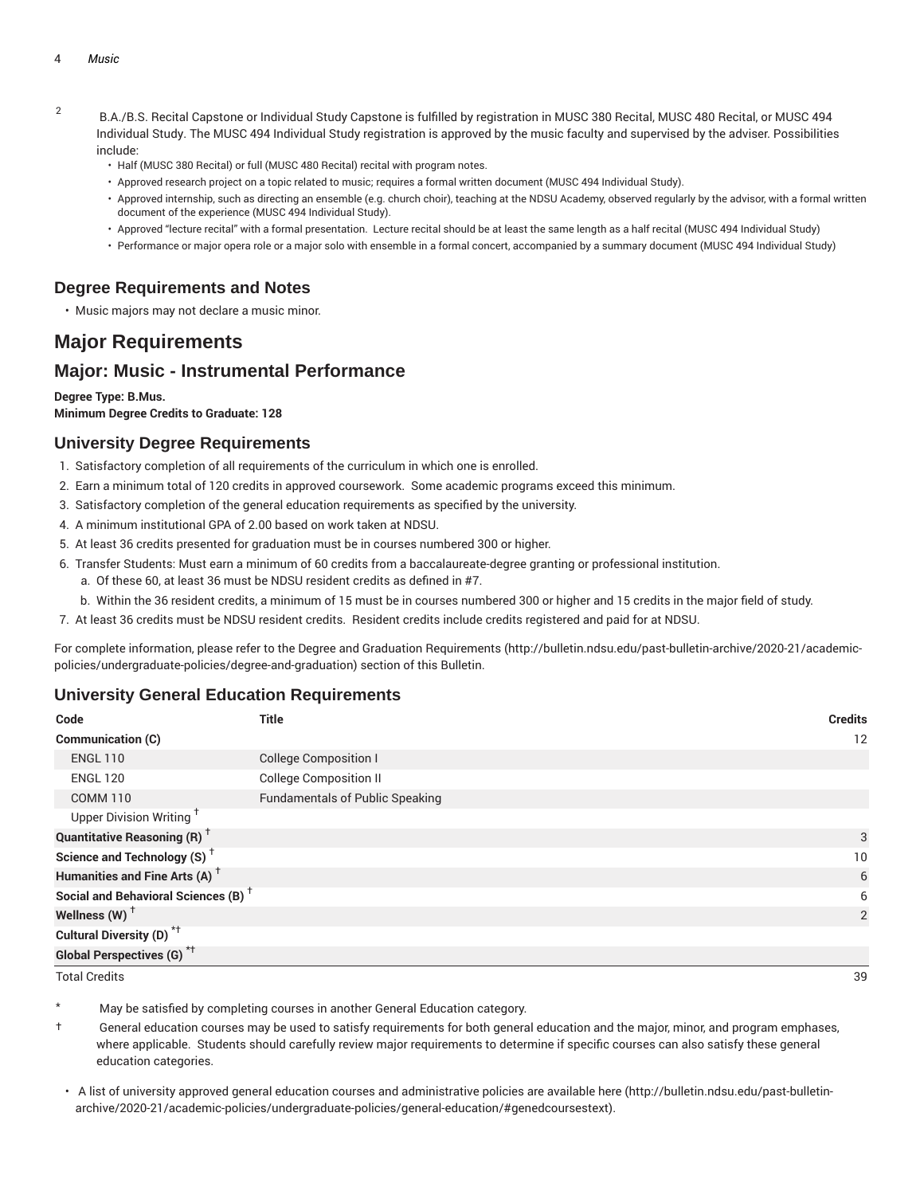[2] B.A./B.S. Recital Capstone or Individual Study Capstone is fulfilled by registration in MUSC 380 Recital, MUSC 480 Recital, or MUSC 494 Individual Study. The MUSC 494 Individual Study registration is approved by the music faculty and supervised by the adviser. Possibilities include:

- Half (MUSC 380 Recital) or full (MUSC 480 Recital) recital with program notes.
- Approved research project on a topic related to music; requires a formal written document (MUSC 494 Individual Study).
- Approved internship, such as directing an ensemble (e.g. church choir), teaching at the NDSU Academy, observed regularly by the advisor, with a formal written document of the experience (MUSC 494 Individual Study).
- Approved "lecture recital" with a formal presentation. Lecture recital should be at least the same length as a half recital (MUSC 494 Individual Study)
- Performance or major opera role or a major solo with ensemble in a formal concert, accompanied by a summary document (MUSC 494 Individual Study)

### Degree Requirements and Notes

- Music majors may not declare a music minor.

## Major Requirements

### Major: Music - Instrumental Performance

**Degree Type: B.Mus.**
**Minimum Degree Credits to Graduate: 128**

### University Degree Requirements

1. Satisfactory completion of all requirements of the curriculum in which one is enrolled.
2. Earn a minimum total of 120 credits in approved coursework. Some academic programs exceed this minimum.
3. Satisfactory completion of the general education requirements as specified by the university.
4. A minimum institutional GPA of 2.00 based on work taken at NDSU.
5. At least 36 credits presented for graduation must be in courses numbered 300 or higher.
6. Transfer Students: Must earn a minimum of 60 credits from a baccalaureate-degree granting or professional institution.
   a. Of these 60, at least 36 must be NDSU resident credits as defined in #7.
   b. Within the 36 resident credits, a minimum of 15 must be in courses numbered 300 or higher and 15 credits in the major field of study.
7. At least 36 credits must be NDSU resident credits. Resident credits include credits registered and paid for at NDSU.

For complete information, please refer to the Degree and Graduation Requirements (http://bulletin.ndsu.edu/past-bulletin-archive/2020-21/academic-policies/undergraduate-policies/degree-and-graduation) section of this Bulletin.

### University General Education Requirements

| Code | Title | Credits |
|---|---|---|
| **Communication (C)** | | 12 |
| ENGL 110 | College Composition I | |
| ENGL 120 | College Composition II | |
| COMM 110 | Fundamentals of Public Speaking | |
| Upper Division Writing † | | |
| **Quantitative Reasoning (R) †** | | 3 |
| **Science and Technology (S) †** | | 10 |
| **Humanities and Fine Arts (A) †** | | 6 |
| **Social and Behavioral Sciences (B) †** | | 6 |
| **Wellness (W) †** | | 2 |
| **Cultural Diversity (D) *†** | | |
| **Global Perspectives (G) *†** | | |
| Total Credits | | 39 |

\* May be satisfied by completing courses in another General Education category.

† General education courses may be used to satisfy requirements for both general education and the major, minor, and program emphases, where applicable. Students should carefully review major requirements to determine if specific courses can also satisfy these general education categories.

- A list of university approved general education courses and administrative policies are available here (http://bulletin.ndsu.edu/past-bulletin-archive/2020-21/academic-policies/undergraduate-policies/general-education/#genedcoursestext).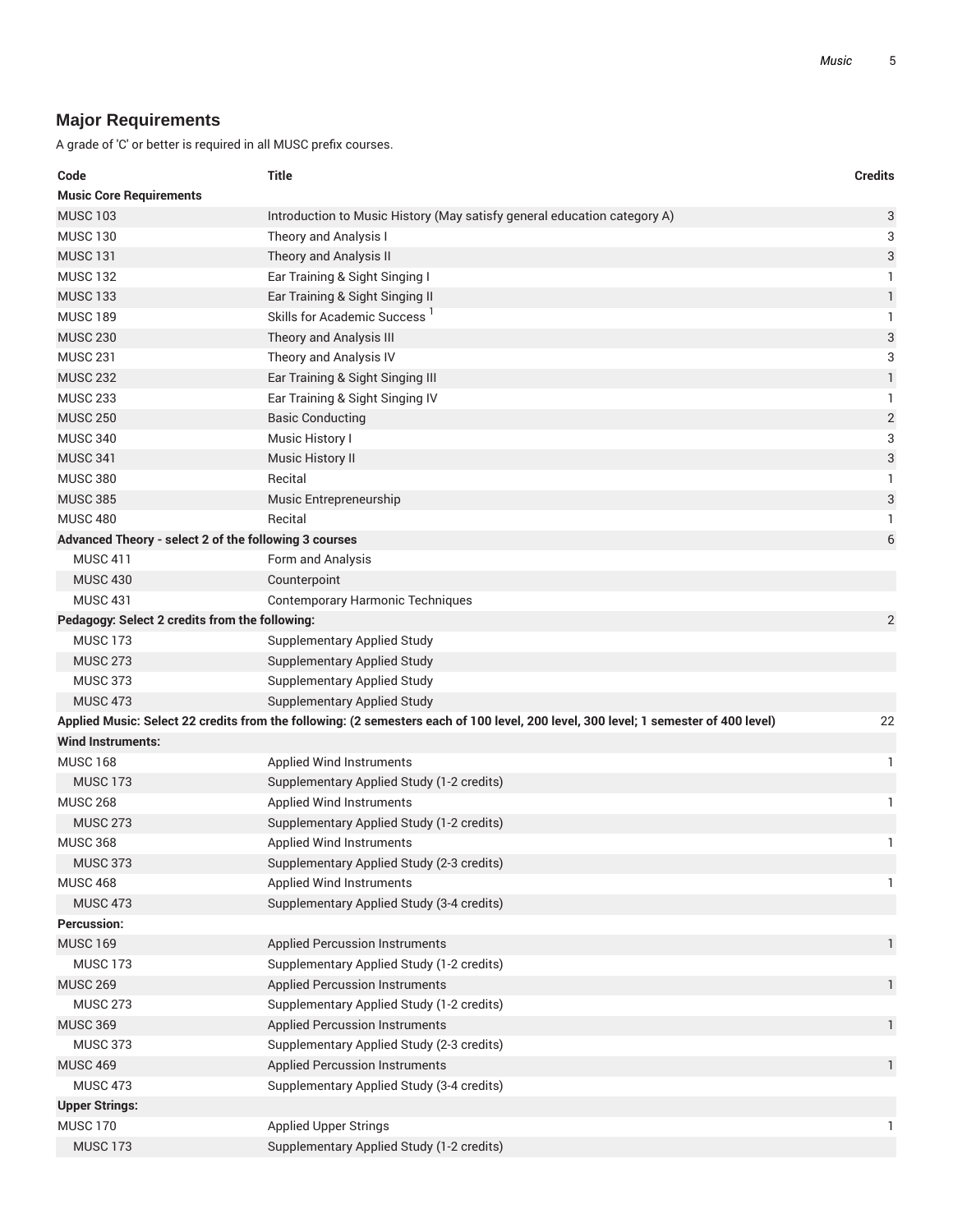## Major Requirements

A grade of 'C' or better is required in all MUSC prefix courses.

| Code | Title | Credits |
|---|---|---|
| **Music Core Requirements** | | |
| MUSC 103 | Introduction to Music History (May satisfy general education category A) | 3 |
| MUSC 130 | Theory and Analysis I | 3 |
| MUSC 131 | Theory and Analysis II | 3 |
| MUSC 132 | Ear Training & Sight Singing I | 1 |
| MUSC 133 | Ear Training & Sight Singing II | 1 |
| MUSC 189 | Skills for Academic Success [1] | 1 |
| MUSC 230 | Theory and Analysis III | 3 |
| MUSC 231 | Theory and Analysis IV | 3 |
| MUSC 232 | Ear Training & Sight Singing III | 1 |
| MUSC 233 | Ear Training & Sight Singing IV | 1 |
| MUSC 250 | Basic Conducting | 2 |
| MUSC 340 | Music History I | 3 |
| MUSC 341 | Music History II | 3 |
| MUSC 380 | Recital | 1 |
| MUSC 385 | Music Entrepreneurship | 3 |
| MUSC 480 | Recital | 1 |
| **Advanced Theory - select 2 of the following 3 courses** | | 6 |
| MUSC 411 | Form and Analysis | |
| MUSC 430 | Counterpoint | |
| MUSC 431 | Contemporary Harmonic Techniques | |
| **Pedagogy: Select 2 credits from the following:** | | 2 |
| MUSC 173 | Supplementary Applied Study | |
| MUSC 273 | Supplementary Applied Study | |
| MUSC 373 | Supplementary Applied Study | |
| MUSC 473 | Supplementary Applied Study | |
| **Applied Music: Select 22 credits from the following: (2 semesters each of 100 level, 200 level, 300 level; 1 semester of 400 level)** | | 22 |
| **Wind Instruments:** | | |
| MUSC 168 | Applied Wind Instruments | 1 |
| MUSC 173 | Supplementary Applied Study (1-2 credits) | |
| MUSC 268 | Applied Wind Instruments | 1 |
| MUSC 273 | Supplementary Applied Study (1-2 credits) | |
| MUSC 368 | Applied Wind Instruments | 1 |
| MUSC 373 | Supplementary Applied Study (2-3 credits) | |
| MUSC 468 | Applied Wind Instruments | 1 |
| MUSC 473 | Supplementary Applied Study (3-4 credits) | |
| **Percussion:** | | |
| MUSC 169 | Applied Percussion Instruments | 1 |
| MUSC 173 | Supplementary Applied Study (1-2 credits) | |
| MUSC 269 | Applied Percussion Instruments | 1 |
| MUSC 273 | Supplementary Applied Study (1-2 credits) | |
| MUSC 369 | Applied Percussion Instruments | 1 |
| MUSC 373 | Supplementary Applied Study (2-3 credits) | |
| MUSC 469 | Applied Percussion Instruments | 1 |
| MUSC 473 | Supplementary Applied Study (3-4 credits) | |
| **Upper Strings:** | | |
| MUSC 170 | Applied Upper Strings | 1 |
| MUSC 173 | Supplementary Applied Study (1-2 credits) | |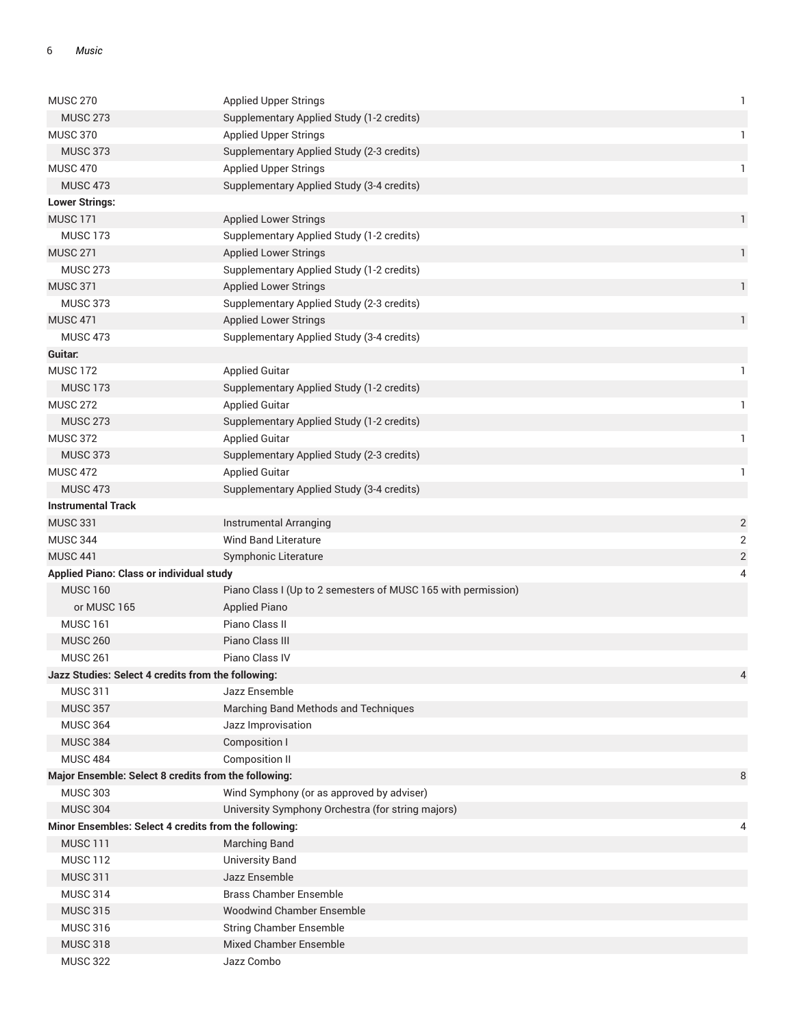| | | |
|---|---|---|
| MUSC 270 | Applied Upper Strings | 1 |
| MUSC 273 | Supplementary Applied Study (1-2 credits) | |
| MUSC 370 | Applied Upper Strings | 1 |
| MUSC 373 | Supplementary Applied Study (2-3 credits) | |
| MUSC 470 | Applied Upper Strings | 1 |
| MUSC 473 | Supplementary Applied Study (3-4 credits) | |
| **Lower Strings:** | | |
| MUSC 171 | Applied Lower Strings | 1 |
| MUSC 173 | Supplementary Applied Study (1-2 credits) | |
| MUSC 271 | Applied Lower Strings | 1 |
| MUSC 273 | Supplementary Applied Study (1-2 credits) | |
| MUSC 371 | Applied Lower Strings | 1 |
| MUSC 373 | Supplementary Applied Study (2-3 credits) | |
| MUSC 471 | Applied Lower Strings | 1 |
| MUSC 473 | Supplementary Applied Study (3-4 credits) | |
| **Guitar:** | | |
| MUSC 172 | Applied Guitar | 1 |
| MUSC 173 | Supplementary Applied Study (1-2 credits) | |
| MUSC 272 | Applied Guitar | 1 |
| MUSC 273 | Supplementary Applied Study (1-2 credits) | |
| MUSC 372 | Applied Guitar | 1 |
| MUSC 373 | Supplementary Applied Study (2-3 credits) | |
| MUSC 472 | Applied Guitar | 1 |
| MUSC 473 | Supplementary Applied Study (3-4 credits) | |
| **Instrumental Track** | | |
| MUSC 331 | Instrumental Arranging | 2 |
| MUSC 344 | Wind Band Literature | 2 |
| MUSC 441 | Symphonic Literature | 2 |
| **Applied Piano: Class or individual study** | | 4 |
| MUSC 160 | Piano Class I (Up to 2 semesters of MUSC 165 with permission) | |
| or MUSC 165 | Applied Piano | |
| MUSC 161 | Piano Class II | |
| MUSC 260 | Piano Class III | |
| MUSC 261 | Piano Class IV | |
| **Jazz Studies: Select 4 credits from the following:** | | 4 |
| MUSC 311 | Jazz Ensemble | |
| MUSC 357 | Marching Band Methods and Techniques | |
| MUSC 364 | Jazz Improvisation | |
| MUSC 384 | Composition I | |
| MUSC 484 | Composition II | |
| **Major Ensemble: Select 8 credits from the following:** | | 8 |
| MUSC 303 | Wind Symphony (or as approved by adviser) | |
| MUSC 304 | University Symphony Orchestra (for string majors) | |
| **Minor Ensembles: Select 4 credits from the following:** | | 4 |
| MUSC 111 | Marching Band | |
| MUSC 112 | University Band | |
| MUSC 311 | Jazz Ensemble | |
| MUSC 314 | Brass Chamber Ensemble | |
| MUSC 315 | Woodwind Chamber Ensemble | |
| MUSC 316 | String Chamber Ensemble | |
| MUSC 318 | Mixed Chamber Ensemble | |
| MUSC 322 | Jazz Combo | |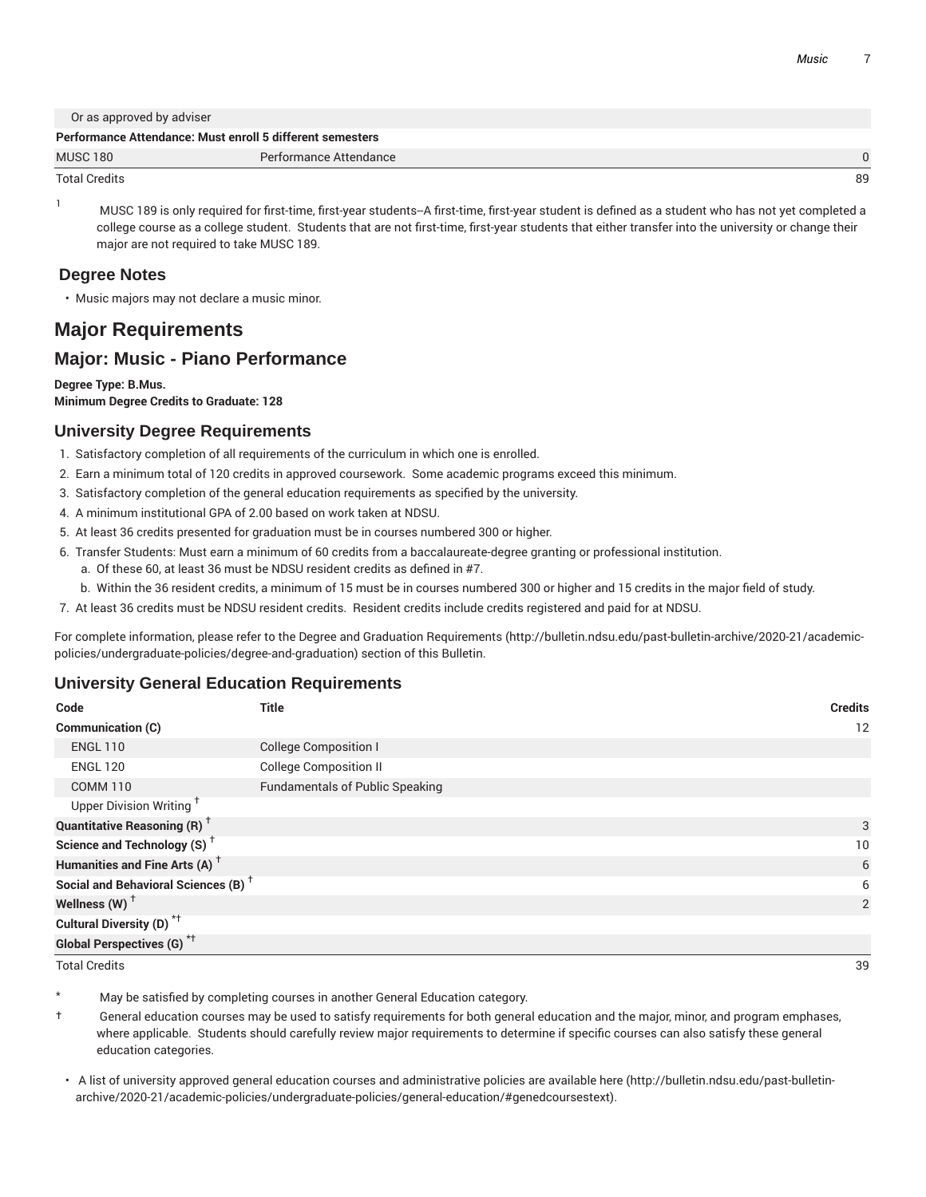| Code | Title | Credits |
|---|---|---|
| Or as approved by adviser | | |
| **Performance Attendance: Must enroll 5 different semesters** | | |
| MUSC 180 | Performance Attendance | 0 |
| Total Credits | | 89 |

1 MUSC 189 is only required for first-time, first-year students--A first-time, first-year student is defined as a student who has not yet completed a college course as a college student. Students that are not first-time, first-year students that either transfer into the university or change their major are not required to take MUSC 189.

### Degree Notes

- Music majors may not declare a music minor.

# Major Requirements

## Major: Music - Piano Performance

**Degree Type: B.Mus.**
**Minimum Degree Credits to Graduate: 128**

### University Degree Requirements

1. Satisfactory completion of all requirements of the curriculum in which one is enrolled.
2. Earn a minimum total of 120 credits in approved coursework. Some academic programs exceed this minimum.
3. Satisfactory completion of the general education requirements as specified by the university.
4. A minimum institutional GPA of 2.00 based on work taken at NDSU.
5. At least 36 credits presented for graduation must be in courses numbered 300 or higher.
6. Transfer Students: Must earn a minimum of 60 credits from a baccalaureate-degree granting or professional institution.
   a. Of these 60, at least 36 must be NDSU resident credits as defined in #7.
   b. Within the 36 resident credits, a minimum of 15 must be in courses numbered 300 or higher and 15 credits in the major field of study.
7. At least 36 credits must be NDSU resident credits. Resident credits include credits registered and paid for at NDSU.

For complete information, please refer to the Degree and Graduation Requirements (http://bulletin.ndsu.edu/past-bulletin-archive/2020-21/academic-policies/undergraduate-policies/degree-and-graduation) section of this Bulletin.

### University General Education Requirements

| Code | Title | Credits |
|---|---|---|
| **Communication (C)** | | 12 |
| ENGL 110 | College Composition I | |
| ENGL 120 | College Composition II | |
| COMM 110 | Fundamentals of Public Speaking | |
| Upper Division Writing † | | |
| **Quantitative Reasoning (R) †** | | 3 |
| **Science and Technology (S) †** | | 10 |
| **Humanities and Fine Arts (A) †** | | 6 |
| **Social and Behavioral Sciences (B) †** | | 6 |
| **Wellness (W) †** | | 2 |
| **Cultural Diversity (D) *†** | | |
| **Global Perspectives (G) *†** | | |
| Total Credits | | 39 |

\* May be satisfied by completing courses in another General Education category.

† General education courses may be used to satisfy requirements for both general education and the major, minor, and program emphases, where applicable. Students should carefully review major requirements to determine if specific courses can also satisfy these general education categories.

- A list of university approved general education courses and administrative policies are available here (http://bulletin.ndsu.edu/past-bulletin-archive/2020-21/academic-policies/undergraduate-policies/general-education/#genedcoursestext).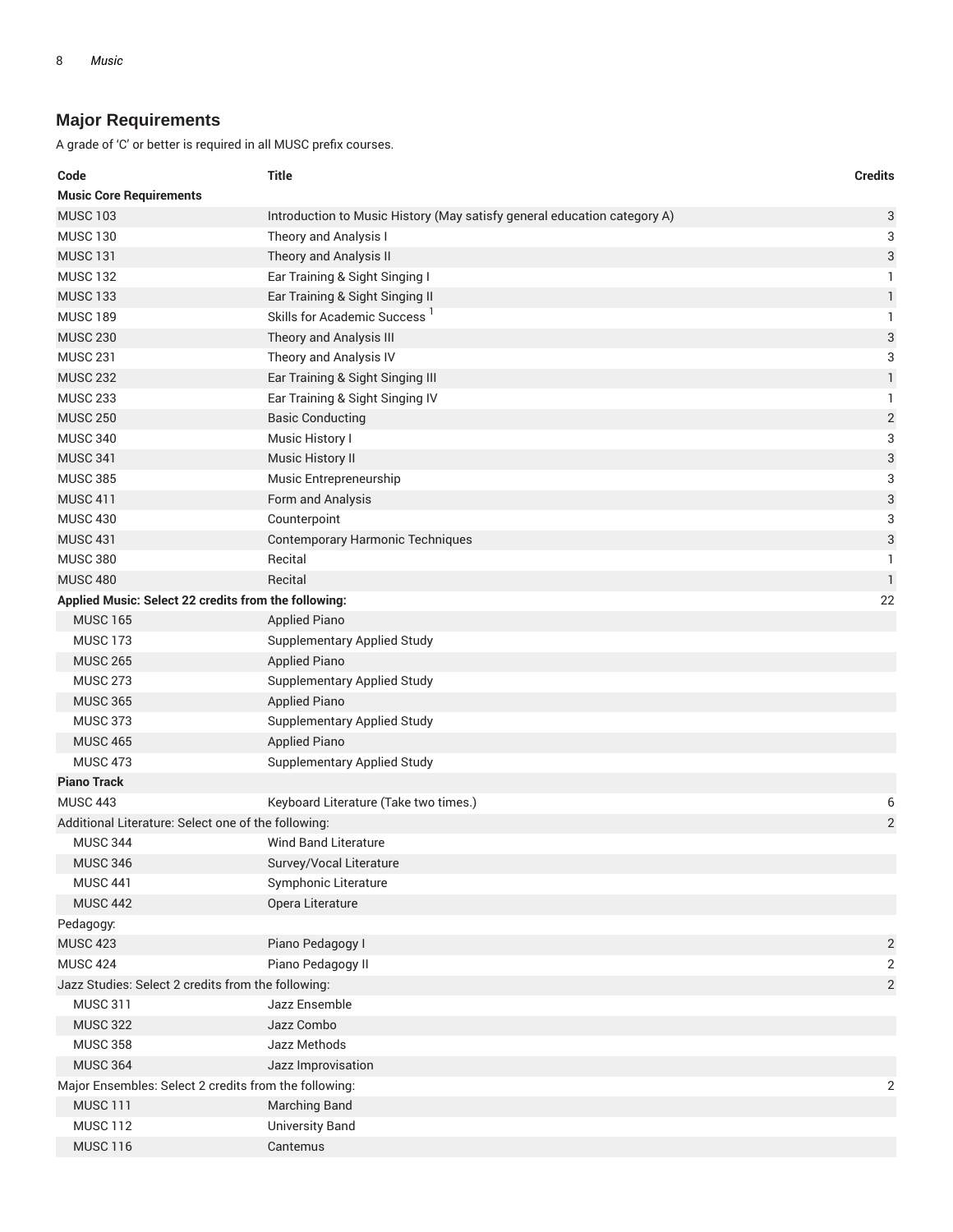## Major Requirements

A grade of 'C' or better is required in all MUSC prefix courses.

| Code | Title | Credits |
|---|---|---|
| **Music Core Requirements** | | |
| MUSC 103 | Introduction to Music History (May satisfy general education category A) | 3 |
| MUSC 130 | Theory and Analysis I | 3 |
| MUSC 131 | Theory and Analysis II | 3 |
| MUSC 132 | Ear Training & Sight Singing I | 1 |
| MUSC 133 | Ear Training & Sight Singing II | 1 |
| MUSC 189 | Skills for Academic Success [1] | 1 |
| MUSC 230 | Theory and Analysis III | 3 |
| MUSC 231 | Theory and Analysis IV | 3 |
| MUSC 232 | Ear Training & Sight Singing III | 1 |
| MUSC 233 | Ear Training & Sight Singing IV | 1 |
| MUSC 250 | Basic Conducting | 2 |
| MUSC 340 | Music History I | 3 |
| MUSC 341 | Music History II | 3 |
| MUSC 385 | Music Entrepreneurship | 3 |
| MUSC 411 | Form and Analysis | 3 |
| MUSC 430 | Counterpoint | 3 |
| MUSC 431 | Contemporary Harmonic Techniques | 3 |
| MUSC 380 | Recital | 1 |
| MUSC 480 | Recital | 1 |
| **Applied Music: Select 22 credits from the following:** | | 22 |
| MUSC 165 | Applied Piano | |
| MUSC 173 | Supplementary Applied Study | |
| MUSC 265 | Applied Piano | |
| MUSC 273 | Supplementary Applied Study | |
| MUSC 365 | Applied Piano | |
| MUSC 373 | Supplementary Applied Study | |
| MUSC 465 | Applied Piano | |
| MUSC 473 | Supplementary Applied Study | |
| **Piano Track** | | |
| MUSC 443 | Keyboard Literature (Take two times.) | 6 |
| Additional Literature: Select one of the following: | | 2 |
| MUSC 344 | Wind Band Literature | |
| MUSC 346 | Survey/Vocal Literature | |
| MUSC 441 | Symphonic Literature | |
| MUSC 442 | Opera Literature | |
| Pedagogy: | | |
| MUSC 423 | Piano Pedagogy I | 2 |
| MUSC 424 | Piano Pedagogy II | 2 |
| Jazz Studies: Select 2 credits from the following: | | 2 |
| MUSC 311 | Jazz Ensemble | |
| MUSC 322 | Jazz Combo | |
| MUSC 358 | Jazz Methods | |
| MUSC 364 | Jazz Improvisation | |
| Major Ensembles: Select 2 credits from the following: | | 2 |
| MUSC 111 | Marching Band | |
| MUSC 112 | University Band | |
| MUSC 116 | Cantemus | |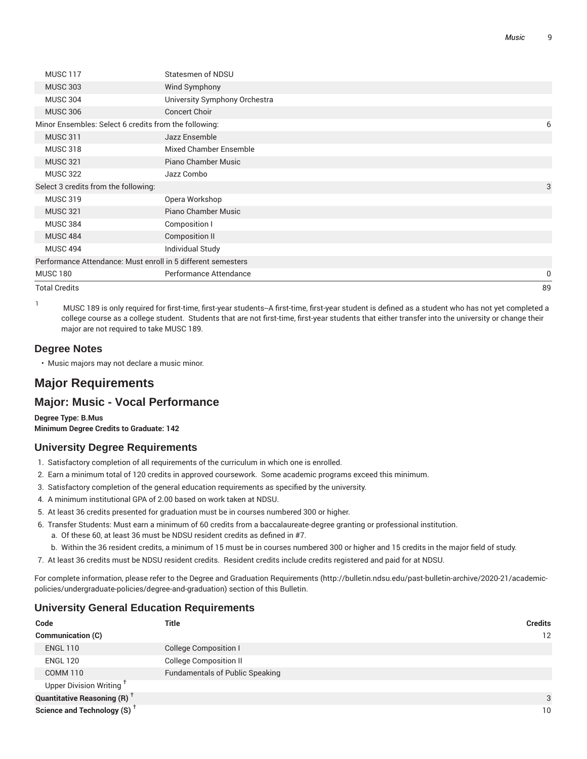| | | |
|---|---|---|
| MUSC 117 | Statesmen of NDSU | |
| MUSC 303 | Wind Symphony | |
| MUSC 304 | University Symphony Orchestra | |
| MUSC 306 | Concert Choir | |
| Minor Ensembles: Select 6 credits from the following: | | 6 |
| MUSC 311 | Jazz Ensemble | |
| MUSC 318 | Mixed Chamber Ensemble | |
| MUSC 321 | Piano Chamber Music | |
| MUSC 322 | Jazz Combo | |
| Select 3 credits from the following: | | 3 |
| MUSC 319 | Opera Workshop | |
| MUSC 321 | Piano Chamber Music | |
| MUSC 384 | Composition I | |
| MUSC 484 | Composition II | |
| MUSC 494 | Individual Study | |
| Performance Attendance: Must enroll in 5 different semesters | | |
| MUSC 180 | Performance Attendance | 0 |
| Total Credits | | 89 |

[1] MUSC 189 is only required for first-time, first-year students--A first-time, first-year student is defined as a student who has not yet completed a college course as a college student. Students that are not first-time, first-year students that either transfer into the university or change their major are not required to take MUSC 189.

### Degree Notes

- Music majors may not declare a music minor.

## Major Requirements

## Major: Music - Vocal Performance

**Degree Type: B.Mus**
**Minimum Degree Credits to Graduate: 142**

### University Degree Requirements

1. Satisfactory completion of all requirements of the curriculum in which one is enrolled.
2. Earn a minimum total of 120 credits in approved coursework. Some academic programs exceed this minimum.
3. Satisfactory completion of the general education requirements as specified by the university.
4. A minimum institutional GPA of 2.00 based on work taken at NDSU.
5. At least 36 credits presented for graduation must be in courses numbered 300 or higher.
6. Transfer Students: Must earn a minimum of 60 credits from a baccalaureate-degree granting or professional institution.
   a. Of these 60, at least 36 must be NDSU resident credits as defined in #7.
   b. Within the 36 resident credits, a minimum of 15 must be in courses numbered 300 or higher and 15 credits in the major field of study.
7. At least 36 credits must be NDSU resident credits. Resident credits include credits registered and paid for at NDSU.

For complete information, please refer to the Degree and Graduation Requirements (http://bulletin.ndsu.edu/past-bulletin-archive/2020-21/academic-policies/undergraduate-policies/degree-and-graduation) section of this Bulletin.

### University General Education Requirements

| Code | Title | Credits |
|---|---|---|
| **Communication (C)** | | 12 |
| ENGL 110 | College Composition I | |
| ENGL 120 | College Composition II | |
| COMM 110 | Fundamentals of Public Speaking | |
| Upper Division Writing † | | |
| **Quantitative Reasoning (R) †** | | 3 |
| **Science and Technology (S) †** | | 10 |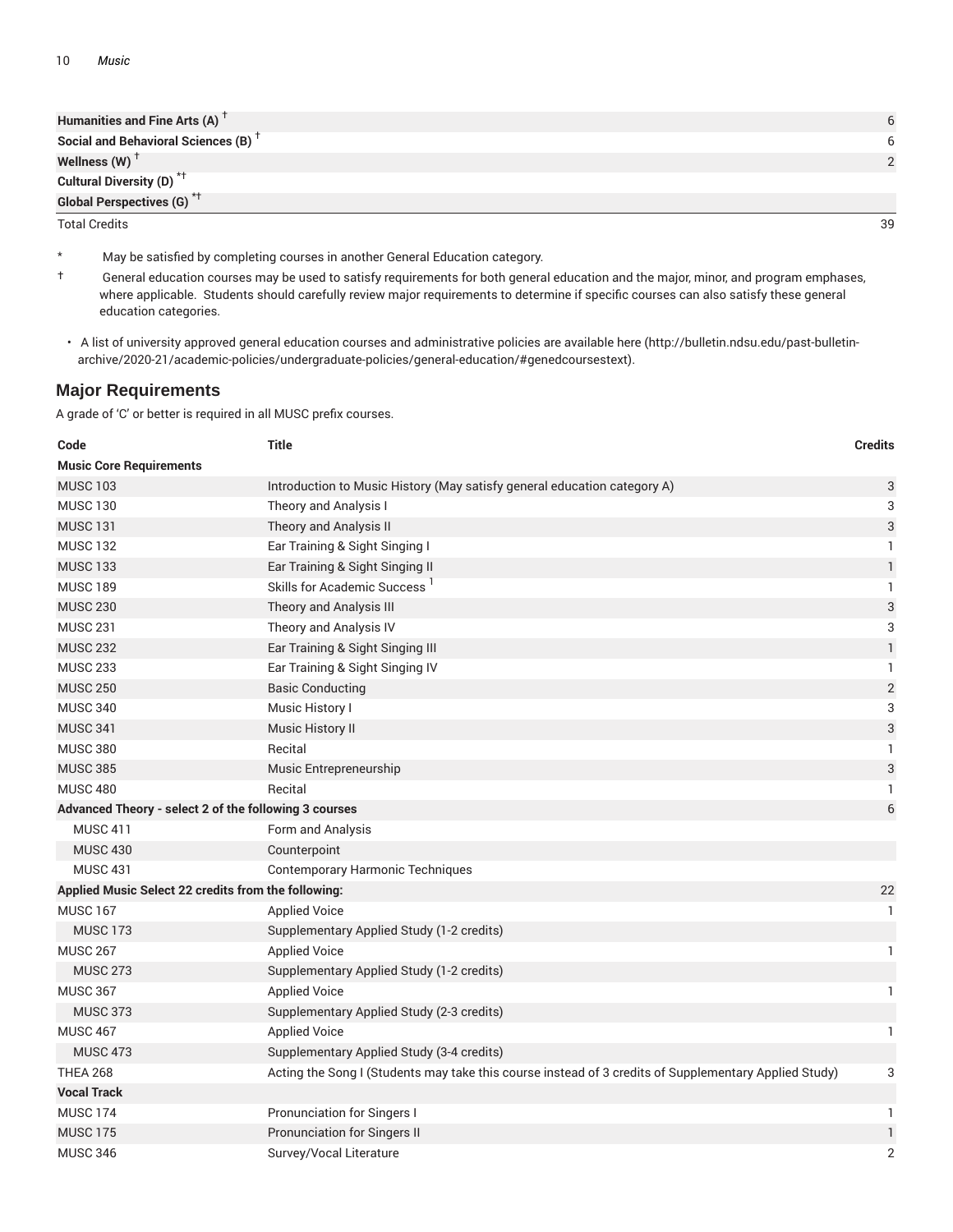| | |
|---|---|
| **Humanities and Fine Arts (A)** † | 6 |
| **Social and Behavioral Sciences (B)** † | 6 |
| **Wellness (W)** † | 2 |
| **Cultural Diversity (D)** *† | |
| **Global Perspectives (G)** *† | |
| Total Credits | 39 |

\* May be satisfied by completing courses in another General Education category.

† General education courses may be used to satisfy requirements for both general education and the major, minor, and program emphases, where applicable. Students should carefully review major requirements to determine if specific courses can also satisfy these general education categories.

- A list of university approved general education courses and administrative policies are available here (http://bulletin.ndsu.edu/past-bulletin-archive/2020-21/academic-policies/undergraduate-policies/general-education/#genedcoursestext).

## Major Requirements

A grade of 'C' or better is required in all MUSC prefix courses.

| Code | Title | Credits |
|---|---|---|
| **Music Core Requirements** | | |
| MUSC 103 | Introduction to Music History (May satisfy general education category A) | 3 |
| MUSC 130 | Theory and Analysis I | 3 |
| MUSC 131 | Theory and Analysis II | 3 |
| MUSC 132 | Ear Training & Sight Singing I | 1 |
| MUSC 133 | Ear Training & Sight Singing II | 1 |
| MUSC 189 | Skills for Academic Success [1] | 1 |
| MUSC 230 | Theory and Analysis III | 3 |
| MUSC 231 | Theory and Analysis IV | 3 |
| MUSC 232 | Ear Training & Sight Singing III | 1 |
| MUSC 233 | Ear Training & Sight Singing IV | 1 |
| MUSC 250 | Basic Conducting | 2 |
| MUSC 340 | Music History I | 3 |
| MUSC 341 | Music History II | 3 |
| MUSC 380 | Recital | 1 |
| MUSC 385 | Music Entrepreneurship | 3 |
| MUSC 480 | Recital | 1 |
| **Advanced Theory - select 2 of the following 3 courses** | | 6 |
| MUSC 411 | Form and Analysis | |
| MUSC 430 | Counterpoint | |
| MUSC 431 | Contemporary Harmonic Techniques | |
| **Applied Music Select 22 credits from the following:** | | 22 |
| MUSC 167 | Applied Voice | 1 |
| MUSC 173 | Supplementary Applied Study (1-2 credits) | |
| MUSC 267 | Applied Voice | 1 |
| MUSC 273 | Supplementary Applied Study (1-2 credits) | |
| MUSC 367 | Applied Voice | 1 |
| MUSC 373 | Supplementary Applied Study (2-3 credits) | |
| MUSC 467 | Applied Voice | 1 |
| MUSC 473 | Supplementary Applied Study (3-4 credits) | |
| THEA 268 | Acting the Song I (Students may take this course instead of 3 credits of Supplementary Applied Study) | 3 |
| **Vocal Track** | | |
| MUSC 174 | Pronunciation for Singers I | 1 |
| MUSC 175 | Pronunciation for Singers II | 1 |
| MUSC 346 | Survey/Vocal Literature | 2 |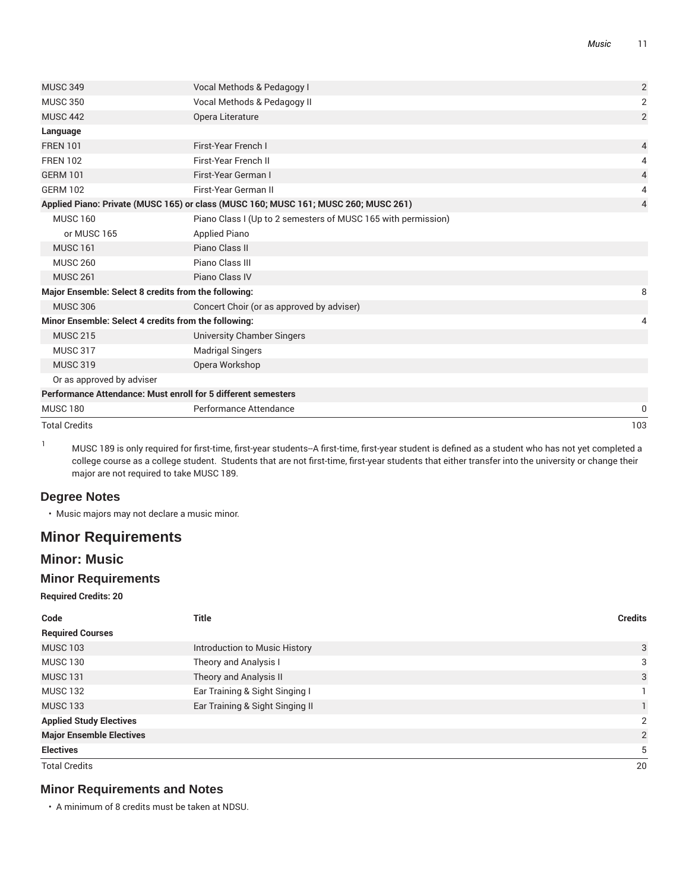| | | |
|---|---|---|
| MUSC 349 | Vocal Methods & Pedagogy I | 2 |
| MUSC 350 | Vocal Methods & Pedagogy II | 2 |
| MUSC 442 | Opera Literature | 2 |
| **Language** | | |
| FREN 101 | First-Year French I | 4 |
| FREN 102 | First-Year French II | 4 |
| GERM 101 | First-Year German I | 4 |
| GERM 102 | First-Year German II | 4 |
| **Applied Piano: Private (MUSC 165) or class (MUSC 160; MUSC 161; MUSC 260; MUSC 261)** | | 4 |
| MUSC 160 | Piano Class I (Up to 2 semesters of MUSC 165 with permission) | |
| or MUSC 165 | Applied Piano | |
| MUSC 161 | Piano Class II | |
| MUSC 260 | Piano Class III | |
| MUSC 261 | Piano Class IV | |
| **Major Ensemble: Select 8 credits from the following:** | | 8 |
| MUSC 306 | Concert Choir (or as approved by adviser) | |
| **Minor Ensemble: Select 4 credits from the following:** | | 4 |
| MUSC 215 | University Chamber Singers | |
| MUSC 317 | Madrigal Singers | |
| MUSC 319 | Opera Workshop | |
| Or as approved by adviser | | |
| **Performance Attendance: Must enroll for 5 different semesters** | | |
| MUSC 180 | Performance Attendance | 0 |
| Total Credits | | 103 |

[1] MUSC 189 is only required for first-time, first-year students--A first-time, first-year student is defined as a student who has not yet completed a college course as a college student. Students that are not first-time, first-year students that either transfer into the university or change their major are not required to take MUSC 189.

### Degree Notes

- Music majors may not declare a music minor.

## Minor Requirements

### Minor: Music

### Minor Requirements

**Required Credits: 20**

| Code | Title | Credits |
|---|---|---|
| **Required Courses** | | |
| MUSC 103 | Introduction to Music History | 3 |
| MUSC 130 | Theory and Analysis I | 3 |
| MUSC 131 | Theory and Analysis II | 3 |
| MUSC 132 | Ear Training & Sight Singing I | 1 |
| MUSC 133 | Ear Training & Sight Singing II | 1 |
| **Applied Study Electives** | | 2 |
| **Major Ensemble Electives** | | 2 |
| **Electives** | | 5 |
| Total Credits | | 20 |

### Minor Requirements and Notes

- A minimum of 8 credits must be taken at NDSU.